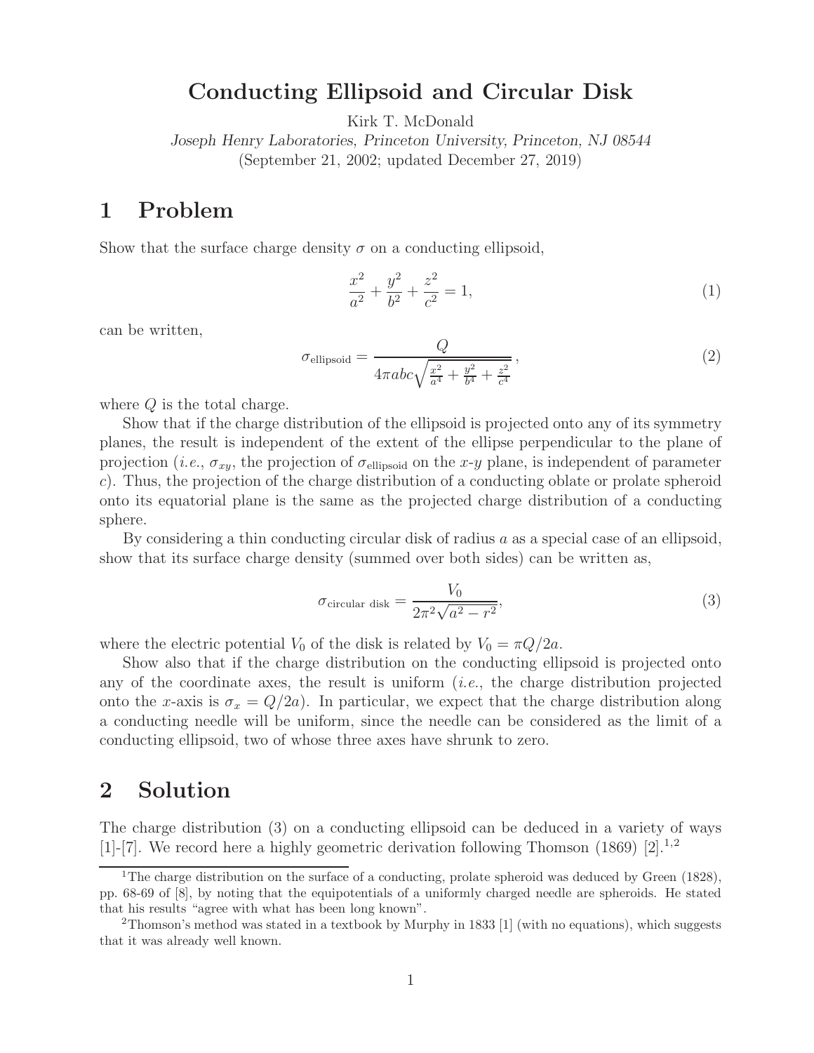# Conducting Ellipsoid and Circular Disk

Kirk T. McDonald

*Joseph Henry Laboratories, Princeton University, Princeton, NJ 08544*

(September 21, 2002; updated December 27, 2019)

## 1 Problem

Show that the surface charge density $\sigma$ on a conducting ellipsoid,

$$\frac{x^2}{a^2} + \frac{y^2}{b^2} + \frac{z^2}{c^2} = 1, \tag{1}$$

can be written,

$$\sigma_{\text{ellipsoid}} = \frac{Q}{4\pi abc\sqrt{\frac{x^2}{a^4} + \frac{y^2}{b^4} + \frac{z^2}{c^4}}}, \tag{2}$$

where $Q$ is the total charge.

Show that if the charge distribution of the ellipsoid is projected onto any of its symmetry planes, the result is independent of the extent of the ellipse perpendicular to the plane of projection (*i.e.*, $\sigma_{xy}$, the projection of $\sigma_{\text{ellipsoid}}$ on the $x$-$y$ plane, is independent of parameter $c$). Thus, the projection of the charge distribution of a conducting oblate or prolate spheroid onto its equatorial plane is the same as the projected charge distribution of a conducting sphere.

By considering a thin conducting circular disk of radius $a$ as a special case of an ellipsoid, show that its surface charge density (summed over both sides) can be written as,

$$\sigma_{\text{circular disk}} = \frac{V_0}{2\pi^2\sqrt{a^2 - r^2}}, \tag{3}$$

where the electric potential $V_0$ of the disk is related by $V_0 = \pi Q/2a$.

Show also that if the charge distribution on the conducting ellipsoid is projected onto any of the coordinate axes, the result is uniform (*i.e.*, the charge distribution projected onto the $x$-axis is $\sigma_x = Q/2a$). In particular, we expect that the charge distribution along a conducting needle will be uniform, since the needle can be considered as the limit of a conducting ellipsoid, two of whose three axes have shrunk to zero.

## 2 Solution

The charge distribution (3) on a conducting ellipsoid can be deduced in a variety of ways [1]-[7]. We record here a highly geometric derivation following Thomson (1869) [2].[1,2]

[1] The charge distribution on the surface of a conducting, prolate spheroid was deduced by Green (1828), pp. 68-69 of [8], by noting that the equipotentials of a uniformly charged needle are spheroids. He stated that his results "agree with what has been long known".

[2] Thomson's method was stated in a textbook by Murphy in 1833 [1] (with no equations), which suggests that it was already well known.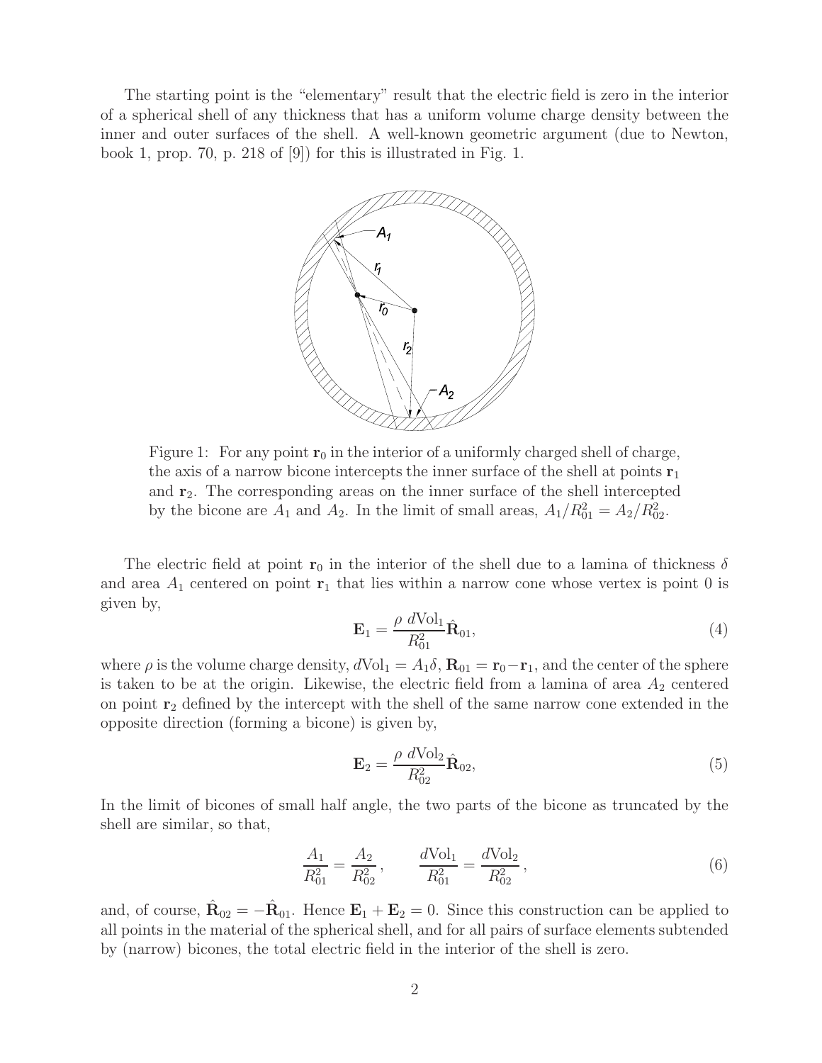The starting point is the "elementary" result that the electric field is zero in the interior of a spherical shell of any thickness that has a uniform volume charge density between the inner and outer surfaces of the shell. A well-known geometric argument (due to Newton, book 1, prop. 70, p. 218 of [9]) for this is illustrated in Fig. 1.

Figure 1: For any point $\mathbf{r}_0$ in the interior of a uniformly charged shell of charge, the axis of a narrow bicone intercepts the inner surface of the shell at points $\mathbf{r}_1$ and $\mathbf{r}_2$. The corresponding areas on the inner surface of the shell intercepted by the bicone are $A_1$ and $A_2$. In the limit of small areas, $A_1/R_{01}^2 = A_2/R_{02}^2$.

The electric field at point $\mathbf{r}_0$ in the interior of the shell due to a lamina of thickness $\delta$ and area $A_1$ centered on point $\mathbf{r}_1$ that lies within a narrow cone whose vertex is point 0 is given by,

$$\mathbf{E}_1 = \frac{\rho \, d\text{Vol}_1}{R_{01}^2} \hat{\mathbf{R}}_{01}, \tag{4}$$

where $\rho$ is the volume charge density, $d\text{Vol}_1 = A_1 \delta$, $\mathbf{R}_{01} = \mathbf{r}_0 - \mathbf{r}_1$, and the center of the sphere is taken to be at the origin. Likewise, the electric field from a lamina of area $A_2$ centered on point $\mathbf{r}_2$ defined by the intercept with the shell of the same narrow cone extended in the opposite direction (forming a bicone) is given by,

$$\mathbf{E}_2 = \frac{\rho \, d\text{Vol}_2}{R_{02}^2} \hat{\mathbf{R}}_{02}, \tag{5}$$

In the limit of bicones of small half angle, the two parts of the bicone as truncated by the shell are similar, so that,

$$\frac{A_1}{R_{01}^2} = \frac{A_2}{R_{02}^2}, \qquad \frac{d\text{Vol}_1}{R_{01}^2} = \frac{d\text{Vol}_2}{R_{02}^2}, \tag{6}$$

and, of course, $\hat{\mathbf{R}}_{02} = -\hat{\mathbf{R}}_{01}$. Hence $\mathbf{E}_1 + \mathbf{E}_2 = 0$. Since this construction can be applied to all points in the material of the spherical shell, and for all pairs of surface elements subtended by (narrow) bicones, the total electric field in the interior of the shell is zero.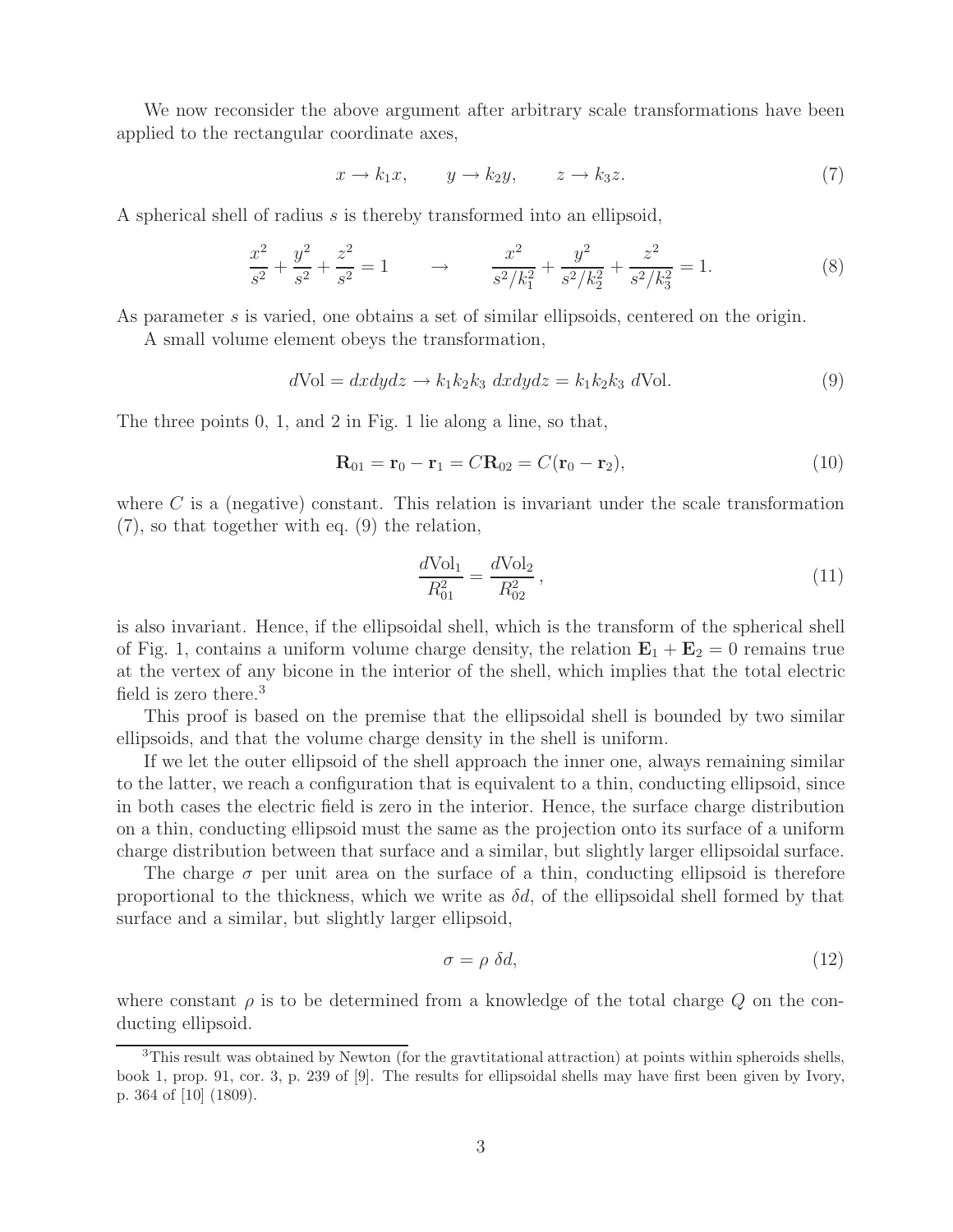We now reconsider the above argument after arbitrary scale transformations have been applied to the rectangular coordinate axes,

$$x \to k_1 x, \qquad y \to k_2 y, \qquad z \to k_3 z. \tag{7}$$

A spherical shell of radius $s$ is thereby transformed into an ellipsoid,

$$\frac{x^2}{s^2} + \frac{y^2}{s^2} + \frac{z^2}{s^2} = 1 \qquad \to \qquad \frac{x^2}{s^2/k_1^2} + \frac{y^2}{s^2/k_2^2} + \frac{z^2}{s^2/k_3^2} = 1. \tag{8}$$

As parameter $s$ is varied, one obtains a set of similar ellipsoids, centered on the origin.

A small volume element obeys the transformation,

$$d\text{Vol} = dxdydz \to k_1 k_2 k_3 \; dxdydz = k_1 k_2 k_3 \; d\text{Vol}. \tag{9}$$

The three points 0, 1, and 2 in Fig. 1 lie along a line, so that,

$$\mathbf{R}_{01} = \mathbf{r}_0 - \mathbf{r}_1 = C\mathbf{R}_{02} = C(\mathbf{r}_0 - \mathbf{r}_2), \tag{10}$$

where $C$ is a (negative) constant. This relation is invariant under the scale transformation (7), so that together with eq. (9) the relation,

$$\frac{d\text{Vol}_1}{R_{01}^2} = \frac{d\text{Vol}_2}{R_{02}^2}, \tag{11}$$

is also invariant. Hence, if the ellipsoidal shell, which is the transform of the spherical shell of Fig. 1, contains a uniform volume charge density, the relation $\mathbf{E}_1 + \mathbf{E}_2 = 0$ remains true at the vertex of any bicone in the interior of the shell, which implies that the total electric field is zero there.[3]

This proof is based on the premise that the ellipsoidal shell is bounded by two similar ellipsoids, and that the volume charge density in the shell is uniform.

If we let the outer ellipsoid of the shell approach the inner one, always remaining similar to the latter, we reach a configuration that is equivalent to a thin, conducting ellipsoid, since in both cases the electric field is zero in the interior. Hence, the surface charge distribution on a thin, conducting ellipsoid must the same as the projection onto its surface of a uniform charge distribution between that surface and a similar, but slightly larger ellipsoidal surface.

The charge $\sigma$ per unit area on the surface of a thin, conducting ellipsoid is therefore proportional to the thickness, which we write as $\delta d$, of the ellipsoidal shell formed by that surface and a similar, but slightly larger ellipsoid,

$$\sigma = \rho \; \delta d, \tag{12}$$

where constant $\rho$ is to be determined from a knowledge of the total charge $Q$ on the conducting ellipsoid.

[3] This result was obtained by Newton (for the gravtitational attraction) at points within spheroids shells, book 1, prop. 91, cor. 3, p. 239 of [9]. The results for ellipsoidal shells may have first been given by Ivory, p. 364 of [10] (1809).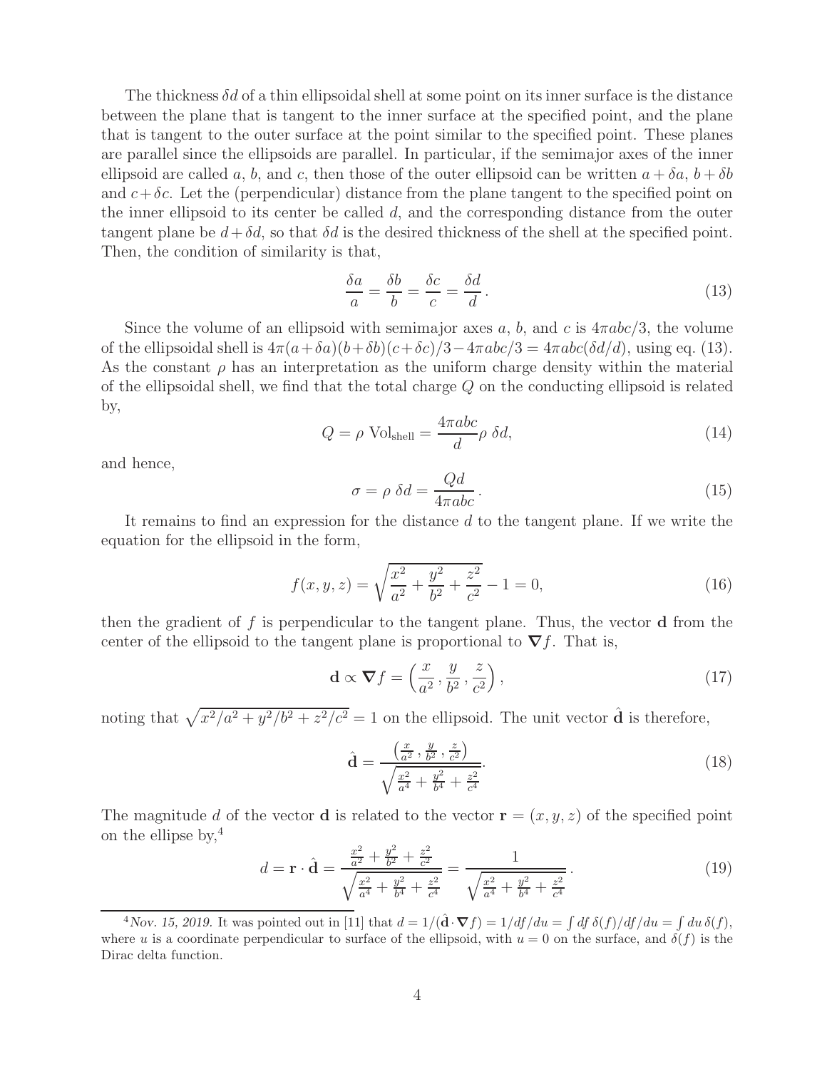The thickness $\delta d$ of a thin ellipsoidal shell at some point on its inner surface is the distance between the plane that is tangent to the inner surface at the specified point, and the plane that is tangent to the outer surface at the point similar to the specified point. These planes are parallel since the ellipsoids are parallel. In particular, if the semimajor axes of the inner ellipsoid are called $a$, $b$, and $c$, then those of the outer ellipsoid can be written $a + \delta a$, $b + \delta b$ and $c + \delta c$. Let the (perpendicular) distance from the plane tangent to the specified point on the inner ellipsoid to its center be called $d$, and the corresponding distance from the outer tangent plane be $d + \delta d$, so that $\delta d$ is the desired thickness of the shell at the specified point. Then, the condition of similarity is that,

$$\frac{\delta a}{a} = \frac{\delta b}{b} = \frac{\delta c}{c} = \frac{\delta d}{d}. \tag{13}$$

Since the volume of an ellipsoid with semimajor axes $a$, $b$, and $c$ is $4\pi abc/3$, the volume of the ellipsoidal shell is $4\pi(a+\delta a)(b+\delta b)(c+\delta c)/3 - 4\pi abc/3 = 4\pi abc(\delta d/d)$, using eq. (13). As the constant $\rho$ has an interpretation as the uniform charge density within the material of the ellipsoidal shell, we find that the total charge $Q$ on the conducting ellipsoid is related by,

$$Q = \rho \ \text{Vol}_{\text{shell}} = \frac{4\pi abc}{d} \rho \ \delta d, \tag{14}$$

and hence,

$$\sigma = \rho \ \delta d = \frac{Qd}{4\pi abc}. \tag{15}$$

It remains to find an expression for the distance $d$ to the tangent plane. If we write the equation for the ellipsoid in the form,

$$f(x, y, z) = \sqrt{\frac{x^2}{a^2} + \frac{y^2}{b^2} + \frac{z^2}{c^2}} - 1 = 0, \tag{16}$$

then the gradient of $f$ is perpendicular to the tangent plane. Thus, the vector $\mathbf{d}$ from the center of the ellipsoid to the tangent plane is proportional to $\boldsymbol{\nabla} f$. That is,

$$\mathbf{d} \propto \boldsymbol{\nabla} f = \left( \frac{x}{a^2}, \frac{y}{b^2}, \frac{z}{c^2} \right), \tag{17}$$

noting that $\sqrt{x^2/a^2 + y^2/b^2 + z^2/c^2} = 1$ on the ellipsoid. The unit vector $\hat{\mathbf{d}}$ is therefore,

$$\hat{\mathbf{d}} = \frac{\left( \frac{x}{a^2}, \frac{y}{b^2}, \frac{z}{c^2} \right)}{\sqrt{\frac{x^2}{a^4} + \frac{y^2}{b^4} + \frac{z^2}{c^4}}}. \tag{18}$$

The magnitude $d$ of the vector $\mathbf{d}$ is related to the vector $\mathbf{r} = (x, y, z)$ of the specified point on the ellipse by,[4]

$$d = \mathbf{r} \cdot \hat{\mathbf{d}} = \frac{\frac{x^2}{a^2} + \frac{y^2}{b^2} + \frac{z^2}{c^2}}{\sqrt{\frac{x^2}{a^4} + \frac{y^2}{b^4} + \frac{z^2}{c^4}}} = \frac{1}{\sqrt{\frac{x^2}{a^4} + \frac{y^2}{b^4} + \frac{z^2}{c^4}}}. \tag{19}$$

[4] *Nov. 15, 2019.* It was pointed out in [11] that $d = 1/(\hat{\mathbf{d}} \cdot \boldsymbol{\nabla} f) = 1/df/du = \int df \, \delta(f)/df/du = \int du \, \delta(f)$, where $u$ is a coordinate perpendicular to surface of the ellipsoid, with $u = 0$ on the surface, and $\delta(f)$ is the Dirac delta function.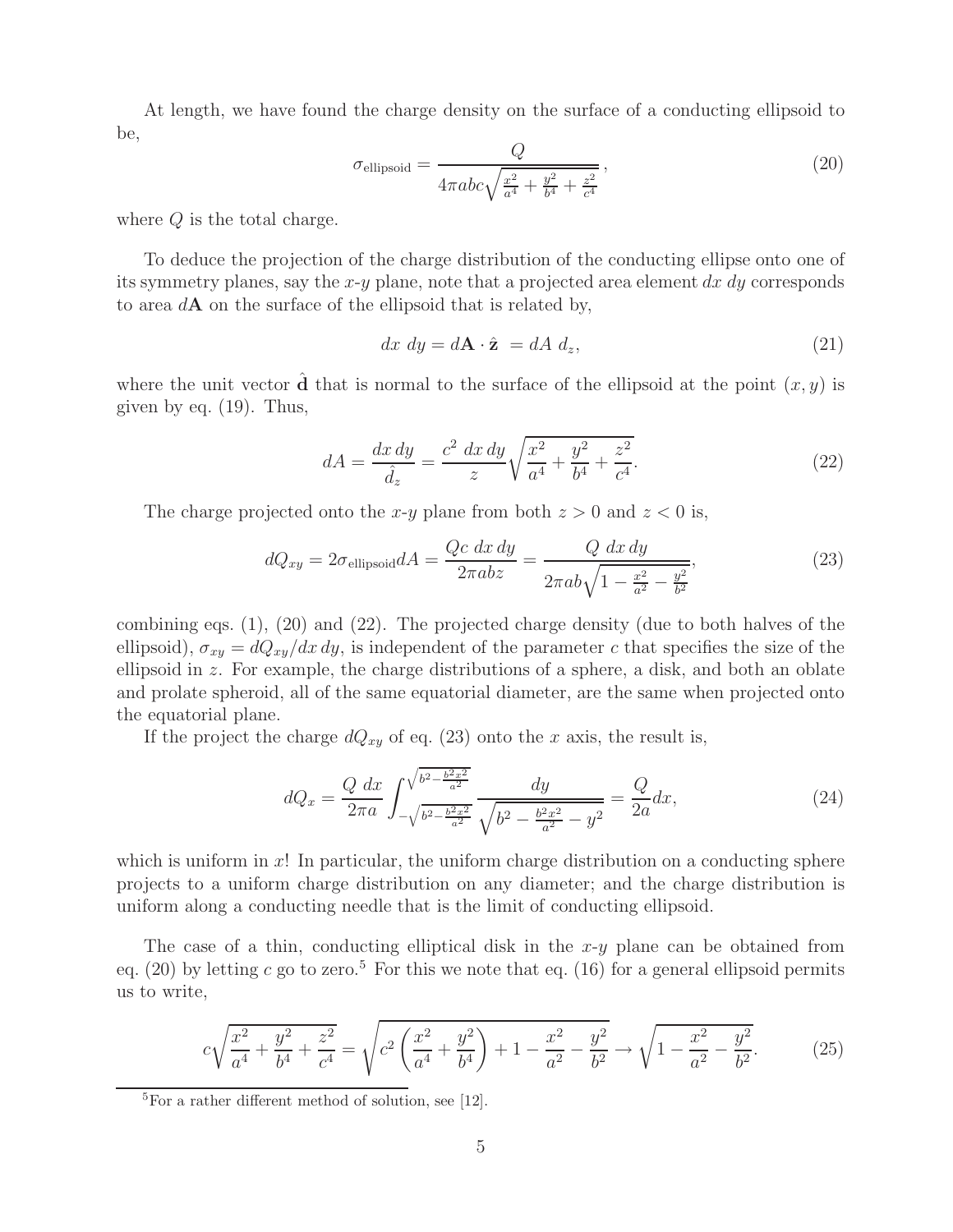At length, we have found the charge density on the surface of a conducting ellipsoid to be,

$$\sigma_{\text{ellipsoid}} = \frac{Q}{4\pi abc\sqrt{\frac{x^2}{a^4} + \frac{y^2}{b^4} + \frac{z^2}{c^4}}}\,, \tag{20}$$

where $Q$ is the total charge.

To deduce the projection of the charge distribution of the conducting ellipse onto one of its symmetry planes, say the $x$-$y$ plane, note that a projected area element $dx\ dy$ corresponds to area $d\mathbf{A}$ on the surface of the ellipsoid that is related by,

$$dx\ dy = d\mathbf{A}\cdot\hat{\mathbf{z}}\ = dA\ d_z, \tag{21}$$

where the unit vector $\hat{\mathbf{d}}$ that is normal to the surface of the ellipsoid at the point $(x, y)$ is given by eq. (19). Thus,

$$dA = \frac{dx\,dy}{\hat{d}_z} = \frac{c^2\ dx\,dy}{z}\sqrt{\frac{x^2}{a^4} + \frac{y^2}{b^4} + \frac{z^2}{c^4}}. \tag{22}$$

The charge projected onto the $x$-$y$ plane from both $z > 0$ and $z < 0$ is,

$$dQ_{xy} = 2\sigma_{\text{ellipsoid}} dA = \frac{Qc\ dx\,dy}{2\pi abz} = \frac{Q\ dx\,dy}{2\pi ab\sqrt{1 - \frac{x^2}{a^2} - \frac{y^2}{b^2}}}, \tag{23}$$

combining eqs. (1), (20) and (22). The projected charge density (due to both halves of the ellipsoid), $\sigma_{xy} = dQ_{xy}/dx\,dy$, is independent of the parameter $c$ that specifies the size of the ellipsoid in $z$. For example, the charge distributions of a sphere, a disk, and both an oblate and prolate spheroid, all of the same equatorial diameter, are the same when projected onto the equatorial plane.

If the project the charge $dQ_{xy}$ of eq. (23) onto the $x$ axis, the result is,

$$dQ_x = \frac{Q\ dx}{2\pi a}\int_{-\sqrt{b^2 - \frac{b^2x^2}{a^2}}}^{\sqrt{b^2 - \frac{b^2x^2}{a^2}}} \frac{dy}{\sqrt{b^2 - \frac{b^2x^2}{a^2} - y^2}} = \frac{Q}{2a}dx, \tag{24}$$

which is uniform in $x$! In particular, the uniform charge distribution on a conducting sphere projects to a uniform charge distribution on any diameter; and the charge distribution is uniform along a conducting needle that is the limit of conducting ellipsoid.

The case of a thin, conducting elliptical disk in the $x$-$y$ plane can be obtained from eq. (20) by letting $c$ go to zero.[5] For this we note that eq. (16) for a general ellipsoid permits us to write,

$$c\sqrt{\frac{x^2}{a^4} + \frac{y^2}{b^4} + \frac{z^2}{c^4}} = \sqrt{c^2\left(\frac{x^2}{a^4} + \frac{y^2}{b^4}\right) + 1 - \frac{x^2}{a^2} - \frac{y^2}{b^2}} \to \sqrt{1 - \frac{x^2}{a^2} - \frac{y^2}{b^2}}. \tag{25}$$

[5] For a rather different method of solution, see [12].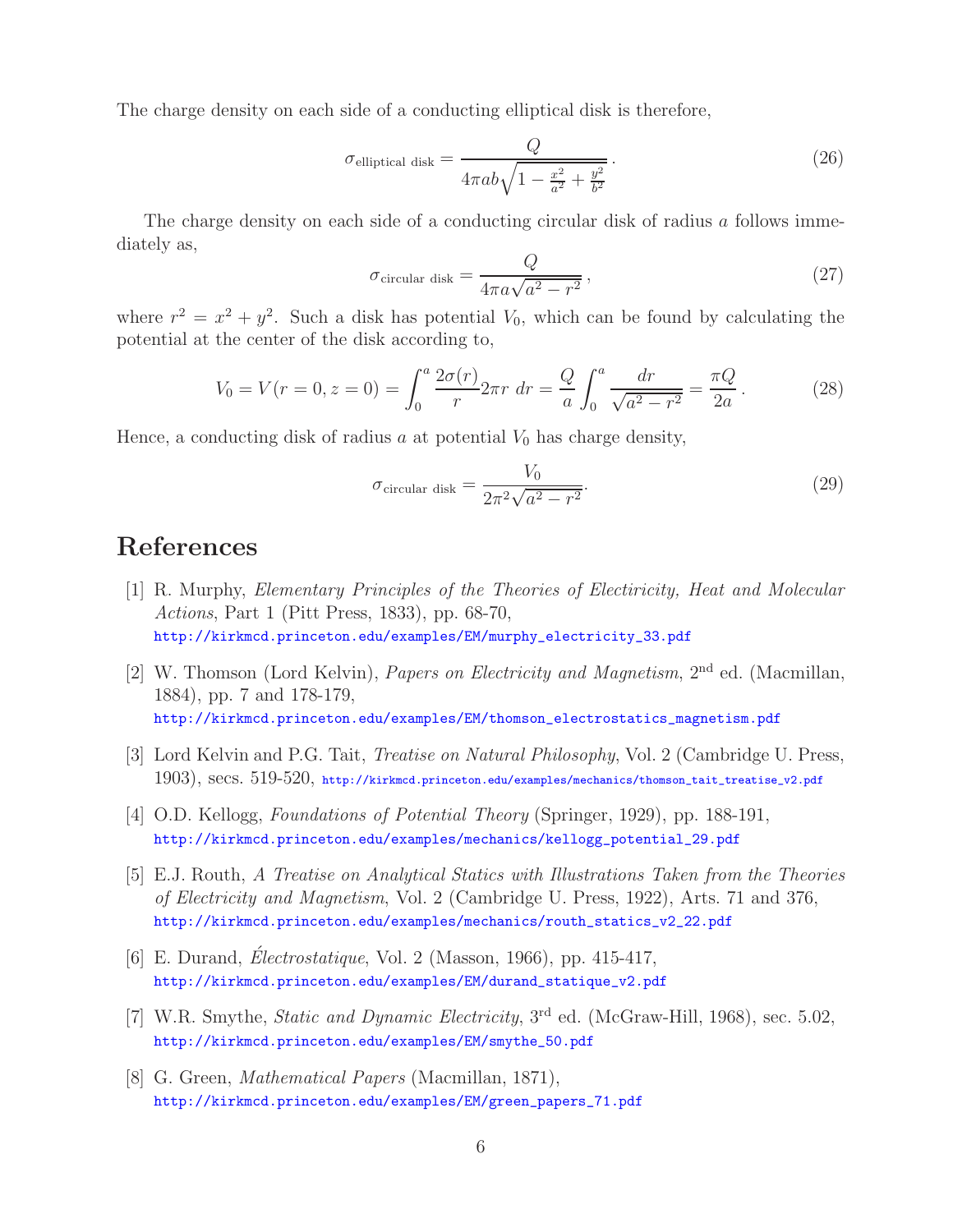The charge density on each side of a conducting elliptical disk is therefore,

$$\sigma_{\text{elliptical disk}} = \frac{Q}{4\pi ab\sqrt{1 - \frac{x^2}{a^2} + \frac{y^2}{b^2}}}\,. \tag{26}$$

The charge density on each side of a conducting circular disk of radius $a$ follows immediately as,

$$\sigma_{\text{circular disk}} = \frac{Q}{4\pi a\sqrt{a^2 - r^2}}\,, \tag{27}$$

where $r^2 = x^2 + y^2$. Such a disk has potential $V_0$, which can be found by calculating the potential at the center of the disk according to,

$$V_0 = V(r = 0, z = 0) = \int_0^a \frac{2\sigma(r)}{r} 2\pi r\ dr = \frac{Q}{a}\int_0^a \frac{dr}{\sqrt{a^2 - r^2}} = \frac{\pi Q}{2a}\,. \tag{28}$$

Hence, a conducting disk of radius $a$ at potential $V_0$ has charge density,

$$\sigma_{\text{circular disk}} = \frac{V_0}{2\pi^2\sqrt{a^2 - r^2}}. \tag{29}$$

# References

[1] R. Murphy, *Elementary Principles of the Theories of Electricity, Heat and Molecular Actions*, Part 1 (Pitt Press, 1833), pp. 68-70,
http://kirkmcd.princeton.edu/examples/EM/murphy_electricity_33.pdf

[2] W. Thomson (Lord Kelvin), *Papers on Electricity and Magnetism*, 2nd ed. (Macmillan, 1884), pp. 7 and 178-179,
http://kirkmcd.princeton.edu/examples/EM/thomson_electrostatics_magnetism.pdf

[3] Lord Kelvin and P.G. Tait, *Treatise on Natural Philosophy*, Vol. 2 (Cambridge U. Press, 1903), secs. 519-520, http://kirkmcd.princeton.edu/examples/mechanics/thomson_tait_treatise_v2.pdf

[4] O.D. Kellogg, *Foundations of Potential Theory* (Springer, 1929), pp. 188-191,
http://kirkmcd.princeton.edu/examples/mechanics/kellogg_potential_29.pdf

[5] E.J. Routh, *A Treatise on Analytical Statics with Illustrations Taken from the Theories of Electricity and Magnetism*, Vol. 2 (Cambridge U. Press, 1922), Arts. 71 and 376,
http://kirkmcd.princeton.edu/examples/mechanics/routh_statics_v2_22.pdf

[6] E. Durand, *Électrostatique*, Vol. 2 (Masson, 1966), pp. 415-417,
http://kirkmcd.princeton.edu/examples/EM/durand_statique_v2.pdf

[7] W.R. Smythe, *Static and Dynamic Electricity*, 3rd ed. (McGraw-Hill, 1968), sec. 5.02,
http://kirkmcd.princeton.edu/examples/EM/smythe_50.pdf

[8] G. Green, *Mathematical Papers* (Macmillan, 1871),
http://kirkmcd.princeton.edu/examples/EM/green_papers_71.pdf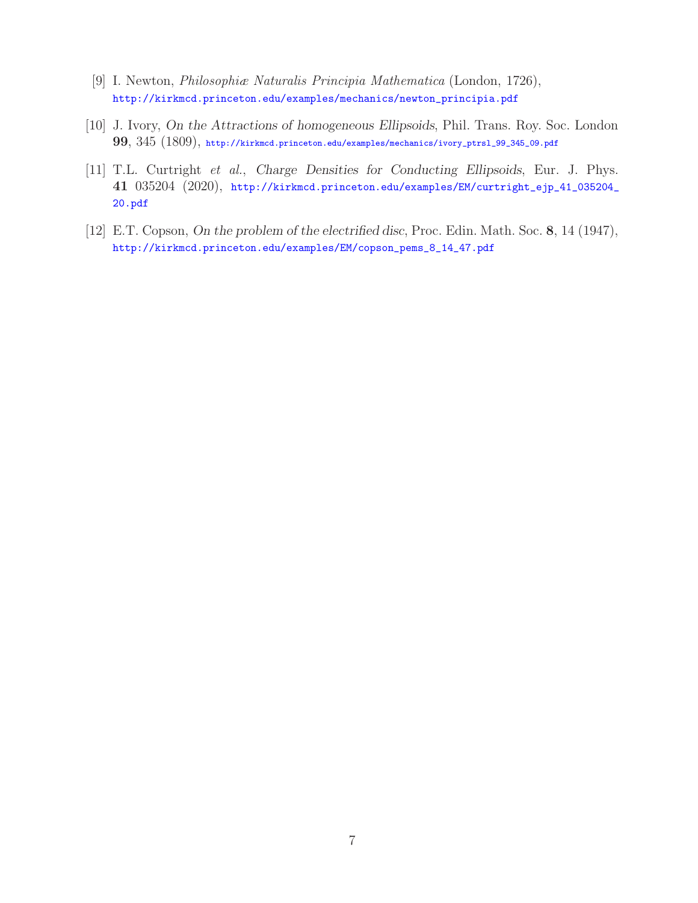[9] I. Newton, *Philosophiæ Naturalis Principia Mathematica* (London, 1726), http://kirkmcd.princeton.edu/examples/mechanics/newton_principia.pdf

[10] J. Ivory, *On the Attractions of homogeneous Ellipsoids*, Phil. Trans. Roy. Soc. London **99**, 345 (1809), http://kirkmcd.princeton.edu/examples/mechanics/ivory_ptrsl_99_345_09.pdf

[11] T.L. Curtright *et al.*, *Charge Densities for Conducting Ellipsoids*, Eur. J. Phys. **41** 035204 (2020), http://kirkmcd.princeton.edu/examples/EM/curtright_ejp_41_035204_20.pdf

[12] E.T. Copson, *On the problem of the electrified disc*, Proc. Edin. Math. Soc. **8**, 14 (1947), http://kirkmcd.princeton.edu/examples/EM/copson_pems_8_14_47.pdf